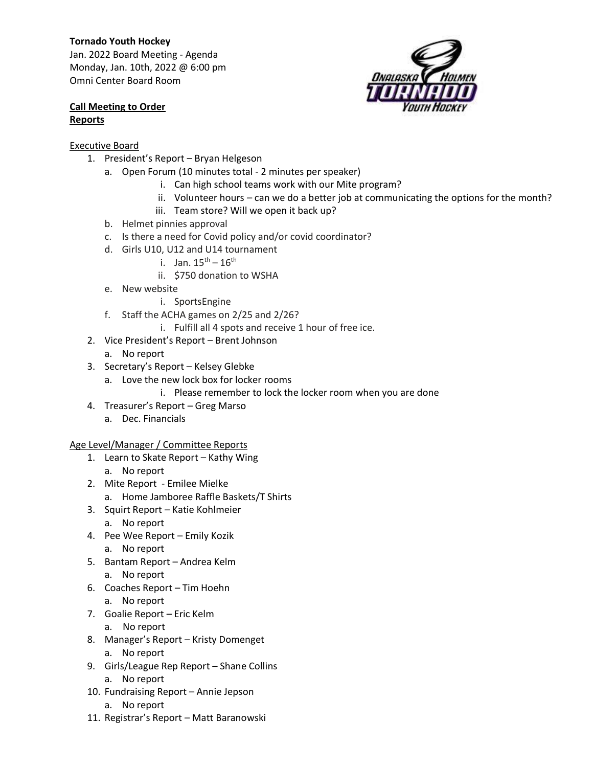**Tornado Youth Hockey**
Jan. 2022 Board Meeting - Agenda
Monday, Jan. 10th, 2022 @ 6:00 pm
Omni Center Board Room

**Call Meeting to Order**
**Reports**

Executive Board

1. President's Report – Bryan Helgeson
   a. Open Forum (10 minutes total - 2 minutes per speaker)
      i. Can high school teams work with our Mite program?
      ii. Volunteer hours – can we do a better job at communicating the options for the month?
      iii. Team store? Will we open it back up?
   b. Helmet pinnies approval
   c. Is there a need for Covid policy and/or covid coordinator?
   d. Girls U10, U12 and U14 tournament
      i. Jan. 15th – 16th
      ii. $750 donation to WSHA
   e. New website
      i. SportsEngine
   f. Staff the ACHA games on 2/25 and 2/26?
      i. Fulfill all 4 spots and receive 1 hour of free ice.
2. Vice President's Report – Brent Johnson
   a. No report
3. Secretary's Report – Kelsey Glebke
   a. Love the new lock box for locker rooms
      i. Please remember to lock the locker room when you are done
4. Treasurer's Report – Greg Marso
   a. Dec. Financials

Age Level/Manager / Committee Reports

1. Learn to Skate Report – Kathy Wing
   a. No report
2. Mite Report - Emilee Mielke
   a. Home Jamboree Raffle Baskets/T Shirts
3. Squirt Report – Katie Kohlmeier
   a. No report
4. Pee Wee Report – Emily Kozik
   a. No report
5. Bantam Report – Andrea Kelm
   a. No report
6. Coaches Report – Tim Hoehn
   a. No report
7. Goalie Report – Eric Kelm
   a. No report
8. Manager's Report – Kristy Domenget
   a. No report
9. Girls/League Rep Report – Shane Collins
   a. No report
10. Fundraising Report – Annie Jepson
    a. No report
11. Registrar's Report – Matt Baranowski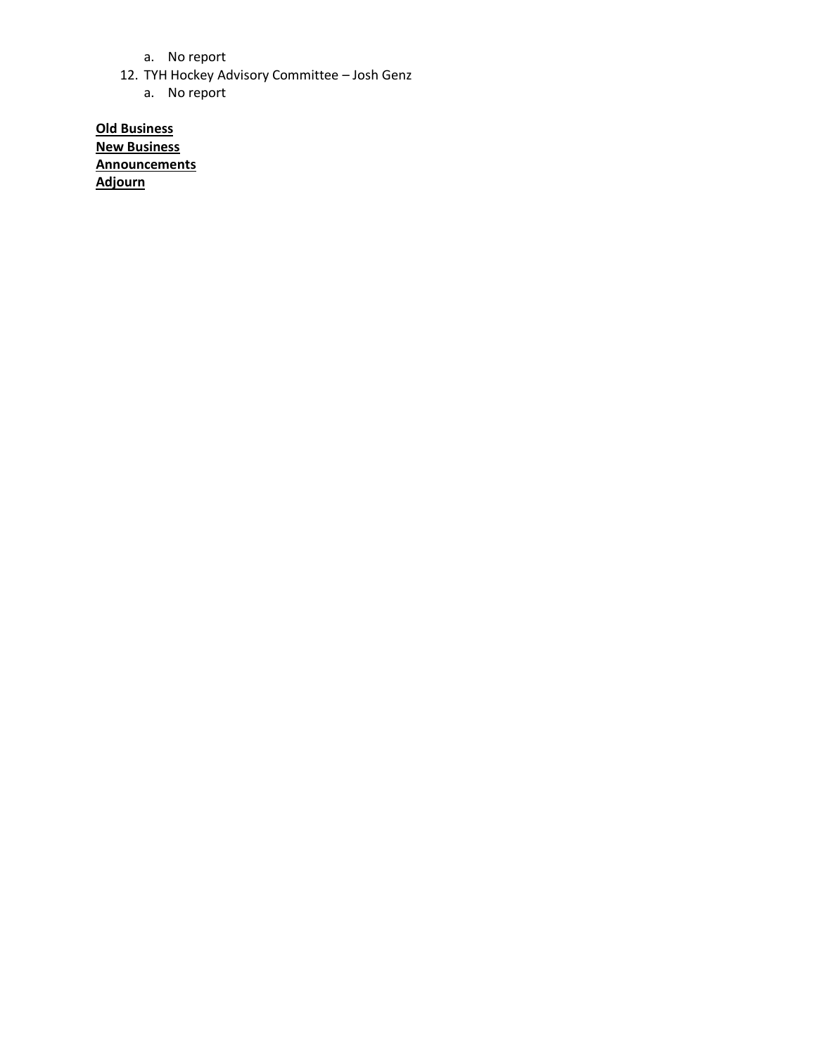a. No report

12. TYH Hockey Advisory Committee – Josh Genz
    a. No report

**Old Business**
**New Business**
**Announcements**
**Adjourn**